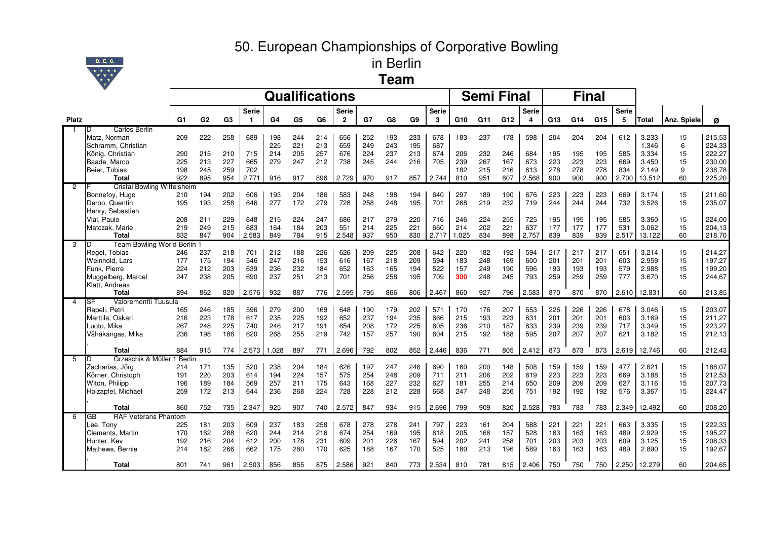# 50. European Championships of Corporative Bowling

## in Berlin

## Team

| Platz | | Qualifications | | | | | | | | | | | | Semi Final | | | | Final | | | | | | |
|---|---|---|---|---|---|---|---|---|---|---|---|---|---|---|---|---|---|---|---|---|---|---|---|---|
| | | G1 | G2 | G3 | Serie 1 | G4 | G5 | G6 | Serie 2 | G7 | G8 | G9 | Serie 3 | G10 | G11 | G12 | Serie 4 | G13 | G14 | G15 | Serie 5 | Total | Anz. Spiele | ø |
| 1 | D Carlos Berlin | | | | | | | | | | | | | | | | | | | | | | | |
| | Matz, Norman | 209 | 222 | 258 | 689 | 198 | 244 | 214 | 656 | 252 | 193 | 233 | 678 | 183 | 237 | 178 | 598 | 204 | 204 | 204 | 612 | 3.233 | 15 | 215,53 |
| | Schramm, Christian | | | | | 225 | 221 | 213 | 659 | 249 | 243 | 195 | 687 | | | | | | | | | 1.346 | 6 | 224,33 |
| | König, Christian | 290 | 215 | 210 | 715 | 214 | 205 | 257 | 676 | 224 | 237 | 213 | 674 | 206 | 232 | 246 | 684 | 195 | 195 | 195 | 585 | 3.334 | 15 | 222,27 |
| | Baade, Marco | 225 | 213 | 227 | 665 | 279 | 247 | 212 | 738 | 245 | 244 | 216 | 705 | 239 | 267 | 167 | 673 | 223 | 223 | 223 | 669 | 3.450 | 15 | 230,00 |
| | Beier, Tobias | 198 | 245 | 259 | 702 | | | | | | | | | 182 | 215 | 216 | 613 | 278 | 278 | 278 | 834 | 2.149 | 9 | 238,78 |
| | **Total** | 922 | 895 | 954 | 2.771 | 916 | 917 | 896 | 2.729 | 970 | 917 | 857 | 2.744 | 810 | 951 | 807 | 2.568 | 900 | 900 | 900 | 2.700 | 13.512 | 60 | 225,20 |
| 2 | F Cristal Bowling Wittelsheim | | | | | | | | | | | | | | | | | | | | | | | |
| | Bonnefoy, Hugo | 210 | 194 | 202 | 606 | 193 | 204 | 186 | 583 | 248 | 198 | 194 | 640 | 297 | 189 | 190 | 676 | 223 | 223 | 223 | 669 | 3.174 | 15 | 211,60 |
| | Deroo, Quentin | 195 | 193 | 258 | 646 | 277 | 172 | 279 | 728 | 258 | 248 | 195 | 701 | 268 | 219 | 232 | 719 | 244 | 244 | 244 | 732 | 3.526 | 15 | 235,07 |
| | Henry, Sebastien | | | | | | | | | | | | | | | | | | | | | | | |
| | Vial, Paulo | 208 | 211 | 229 | 648 | 215 | 224 | 247 | 686 | 217 | 279 | 220 | 716 | 246 | 224 | 255 | 725 | 195 | 195 | 195 | 585 | 3.360 | 15 | 224,00 |
| | Matczak, Marie | 219 | 249 | 215 | 683 | 164 | 184 | 203 | 551 | 214 | 225 | 221 | 660 | 214 | 202 | 221 | 637 | 177 | 177 | 177 | 531 | 3.062 | 15 | 204,13 |
| | **Total** | 832 | 847 | 904 | 2.583 | 849 | 784 | 915 | 2.548 | 937 | 950 | 830 | 2.717 | 1.025 | 834 | 898 | 2.757 | 839 | 839 | 839 | 2.517 | 13.122 | 60 | 218,70 |
| 3 | D Team Bowling World Berlin 1 | | | | | | | | | | | | | | | | | | | | | | | |
| | Regel, Tobias | 246 | 237 | 218 | 701 | 212 | 188 | 226 | 626 | 209 | 225 | 208 | 642 | 220 | 182 | 192 | 594 | 217 | 217 | 217 | 651 | 3.214 | 15 | 214,27 |
| | Weinhold, Lars | 177 | 175 | 194 | 546 | 247 | 216 | 153 | 616 | 167 | 218 | 209 | 594 | 183 | 248 | 169 | 600 | 201 | 201 | 201 | 603 | 2.959 | 15 | 197,27 |
| | Funk, Pierre | 224 | 212 | 203 | 639 | 236 | 232 | 184 | 652 | 163 | 165 | 194 | 522 | 157 | 249 | 190 | 596 | 193 | 193 | 193 | 579 | 2.988 | 15 | 199,20 |
| | Muggelberg, Marcel | 247 | 238 | 205 | 690 | 237 | 251 | 213 | 701 | 256 | 258 | 195 | 709 | 300 | 248 | 245 | 793 | 259 | 259 | 259 | 777 | 3.670 | 15 | 244,67 |
| | Klatt, Andreas | | | | | | | | | | | | | | | | | | | | | | | |
| | **Total** | 894 | 862 | 820 | 2.576 | 932 | 887 | 776 | 2.595 | 795 | 866 | 806 | 2.467 | 860 | 927 | 796 | 2.583 | 870 | 870 | 870 | 2.610 | 12.831 | 60 | 213,85 |
| 4 | SF Valoremontti Tuusula | | | | | | | | | | | | | | | | | | | | | | | |
| | Rapeli, Petri | 165 | 246 | 185 | 596 | 279 | 200 | 169 | 648 | 190 | 179 | 202 | 571 | 170 | 176 | 207 | 553 | 226 | 226 | 226 | 678 | 3.046 | 15 | 203,07 |
| | Marttila, Oskari | 216 | 223 | 178 | 617 | 235 | 225 | 192 | 652 | 237 | 194 | 235 | 666 | 215 | 193 | 223 | 631 | 201 | 201 | 201 | 603 | 3.169 | 15 | 211,27 |
| | Luoto, Mika | 267 | 248 | 225 | 740 | 246 | 217 | 191 | 654 | 208 | 172 | 225 | 605 | 236 | 210 | 187 | 633 | 239 | 239 | 239 | 717 | 3.349 | 15 | 223,27 |
| | Vähäkangas, Mika | 236 | 198 | 186 | 620 | 268 | 255 | 219 | 742 | 157 | 257 | 190 | 604 | 215 | 192 | 188 | 595 | 207 | 207 | 207 | 621 | 3.182 | 15 | 212,13 |
| | , | | | | | | | | | | | | | | | | | | | | | | | |
| | **Total** | 884 | 915 | 774 | 2.573 | 1.028 | 897 | 771 | 2.696 | 792 | 802 | 852 | 2.446 | 836 | 771 | 805 | 2.412 | 873 | 873 | 873 | 2.619 | 12.746 | 60 | 212,43 |
| 5 | D Grzeschik & Müller 1 Berlin | | | | | | | | | | | | | | | | | | | | | | | |
| | Zacharias, Jörg | 214 | 171 | 135 | 520 | 238 | 204 | 184 | 626 | 197 | 247 | 246 | 690 | 160 | 200 | 148 | 508 | 159 | 159 | 159 | 477 | 2.821 | 15 | 188,07 |
| | Körner, Christoph | 191 | 220 | 203 | 614 | 194 | 224 | 157 | 575 | 254 | 248 | 209 | 711 | 211 | 206 | 202 | 619 | 223 | 223 | 223 | 669 | 3.188 | 15 | 212,53 |
| | Witon, Philipp | 196 | 189 | 184 | 569 | 257 | 211 | 175 | 643 | 168 | 227 | 232 | 627 | 181 | 255 | 214 | 650 | 209 | 209 | 209 | 627 | 3.116 | 15 | 207,73 |
| | Holzapfel, Michael | 259 | 172 | 213 | 644 | 236 | 268 | 224 | 728 | 228 | 212 | 228 | 668 | 247 | 248 | 256 | 751 | 192 | 192 | 192 | 576 | 3.367 | 15 | 224,47 |
| | , | | | | | | | | | | | | | | | | | | | | | | | |
| | **Total** | 860 | 752 | 735 | 2.347 | 925 | 907 | 740 | 2.572 | 847 | 934 | 915 | 2.696 | 799 | 909 | 820 | 2.528 | 783 | 783 | 783 | 2.349 | 12.492 | 60 | 208,20 |
| 6 | GB RAF Veterans Phantom | | | | | | | | | | | | | | | | | | | | | | | |
| | Lee, Tony | 225 | 181 | 203 | 609 | 237 | 183 | 258 | 678 | 278 | 278 | 241 | 797 | 223 | 161 | 204 | 588 | 221 | 221 | 221 | 663 | 3.335 | 15 | 222,33 |
| | Clements, Martin | 170 | 162 | 288 | 620 | 244 | 214 | 216 | 674 | 254 | 169 | 195 | 618 | 205 | 166 | 157 | 528 | 163 | 163 | 163 | 489 | 2.929 | 15 | 195,27 |
| | Hunter, Kev | 192 | 216 | 204 | 612 | 200 | 178 | 231 | 609 | 201 | 226 | 167 | 594 | 202 | 241 | 258 | 701 | 203 | 203 | 203 | 609 | 3.125 | 15 | 208,33 |
| | Mathews, Bernie | 214 | 182 | 266 | 662 | 175 | 280 | 170 | 625 | 188 | 167 | 170 | 525 | 180 | 213 | 196 | 589 | 163 | 163 | 163 | 489 | 2.890 | 15 | 192,67 |
| | , | | | | | | | | | | | | | | | | | | | | | | | |
| | **Total** | 801 | 741 | 961 | 2.503 | 856 | 855 | 875 | 2.586 | 921 | 840 | 773 | 2.534 | 810 | 781 | 815 | 2.406 | 750 | 750 | 750 | 2.250 | 12.279 | 60 | 204,65 |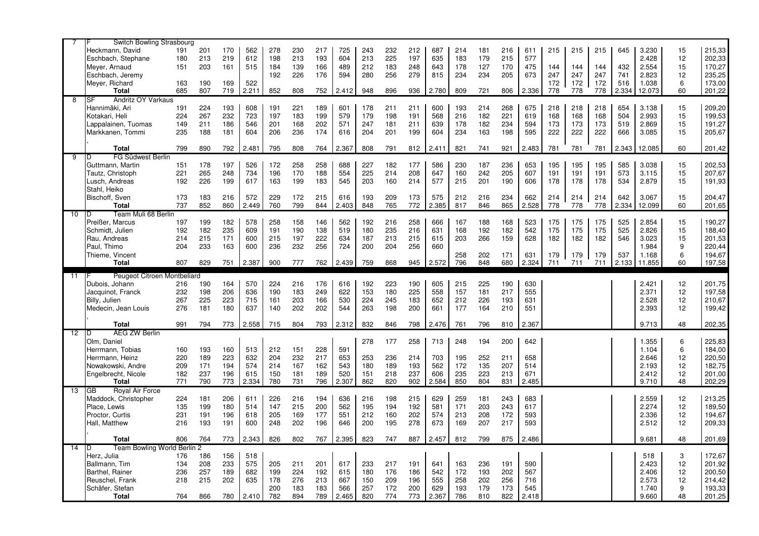| | | | | | | | | | | | | | | | | | | | | | | | | |
|---|---|---|---|---|---|---|---|---|---|---|---|---|---|---|---|---|---|---|---|---|---|---|---|---|
| 7 | F | Switch Bowling Strasbourg | | | | | | | | | | | | | | | | | | | | | | |
| | | Heckmann, David | 191 | 201 | 170 | 562 | 278 | 230 | 217 | 725 | 243 | 232 | 212 | 687 | 214 | 181 | 216 | 611 | 215 | 215 | 215 | 645 | 3.230 | 15 | 215,33 |
| | | Eschbach, Stephane | 180 | 213 | 219 | 612 | 198 | 213 | 193 | 604 | 213 | 225 | 197 | 635 | 183 | 179 | 215 | 577 | | | | | 2.428 | 12 | 202,33 |
| | | Meyer, Arnaud | 151 | 203 | 161 | 515 | 184 | 139 | 166 | 489 | 212 | 183 | 248 | 643 | 178 | 127 | 170 | 475 | 144 | 144 | 144 | 432 | 2.554 | 15 | 170,27 |
| | | Eschbach, Jeremy | | | | | 192 | 226 | 176 | 594 | 280 | 256 | 279 | 815 | 234 | 234 | 205 | 673 | 247 | 247 | 247 | 741 | 2.823 | 12 | 235,25 |
| | | Meyer, Richard | 163 | 190 | 169 | 522 | | | | | | | | | | | | | 172 | 172 | 172 | 516 | 1.038 | 6 | 173,00 |
| | | **Total** | 685 | 807 | 719 | 2.211 | 852 | 808 | 752 | 2.412 | 948 | 896 | 936 | 2.780 | 809 | 721 | 806 | 2.336 | 778 | 778 | 778 | 2.334 | 12.073 | 60 | 201,22 |
| 8 | SF | Andritz OY Varkaus | | | | | | | | | | | | | | | | | | | | | | |
| | | Hannimäki, Ari | 191 | 224 | 193 | 608 | 191 | 221 | 189 | 601 | 178 | 211 | 211 | 600 | 193 | 214 | 268 | 675 | 218 | 218 | 218 | 654 | 3.138 | 15 | 209,20 |
| | | Kotakari, Heli | 224 | 267 | 232 | 723 | 197 | 183 | 199 | 579 | 179 | 198 | 191 | 568 | 216 | 182 | 221 | 619 | 168 | 168 | 168 | 504 | 2.993 | 15 | 199,53 |
| | | Lappalainen, Tuomas | 149 | 211 | 186 | 546 | 201 | 168 | 202 | 571 | 247 | 181 | 211 | 639 | 178 | 182 | 234 | 594 | 173 | 173 | 173 | 519 | 2.869 | 15 | 191,27 |
| | | Markkanen, Tommi | 235 | 188 | 181 | 604 | 206 | 236 | 174 | 616 | 204 | 201 | 199 | 604 | 234 | 163 | 198 | 595 | 222 | 222 | 222 | 666 | 3.085 | 15 | 205,67 |
| | | , | | | | | | | | | | | | | | | | | | | | | | | |
| | | **Total** | 799 | 890 | 792 | 2.481 | 795 | 808 | 764 | 2.367 | 808 | 791 | 812 | 2.411 | 821 | 741 | 921 | 2.483 | 781 | 781 | 781 | 2.343 | 12.085 | 60 | 201,42 |
| 9 | D | FG Südwest Berlin | | | | | | | | | | | | | | | | | | | | | | |
| | | Guttmann, Martin | 151 | 178 | 197 | 526 | 172 | 258 | 258 | 688 | 227 | 182 | 177 | 586 | 230 | 187 | 236 | 653 | 195 | 195 | 195 | 585 | 3.038 | 15 | 202,53 |
| | | Tautz, Christoph | 221 | 265 | 248 | 734 | 196 | 170 | 188 | 554 | 225 | 214 | 208 | 647 | 160 | 242 | 205 | 607 | 191 | 191 | 191 | 573 | 3.115 | 15 | 207,67 |
| | | Lusch, Andreas | 192 | 226 | 199 | 617 | 163 | 199 | 183 | 545 | 203 | 160 | 214 | 577 | 215 | 201 | 190 | 606 | 178 | 178 | 178 | 534 | 2.879 | 15 | 191,93 |
| | | Stahl, Heiko | | | | | | | | | | | | | | | | | | | | | | | |
| | | Bischoff, Sven | 173 | 183 | 216 | 572 | 229 | 172 | 215 | 616 | 193 | 209 | 173 | 575 | 212 | 216 | 234 | 662 | 214 | 214 | 214 | 642 | 3.067 | 15 | 204,47 |
| | | **Total** | 737 | 852 | 860 | 2.449 | 760 | 799 | 844 | 2.403 | 848 | 765 | 772 | 2.385 | 817 | 846 | 865 | 2.528 | 778 | 778 | 778 | 2.334 | 12.099 | 60 | 201,65 |
| 10 | D | Team Muli 68 Berlin | | | | | | | | | | | | | | | | | | | | | | |
| | | Preißer, Marcus | 197 | 199 | 182 | 578 | 258 | 158 | 146 | 562 | 192 | 216 | 258 | 666 | 167 | 188 | 168 | 523 | 175 | 175 | 175 | 525 | 2.854 | 15 | 190,27 |
| | | Schmidt, Julien | 192 | 182 | 235 | 609 | 191 | 190 | 138 | 519 | 180 | 235 | 216 | 631 | 168 | 192 | 182 | 542 | 175 | 175 | 175 | 525 | 2.826 | 15 | 188,40 |
| | | Rau, Andreas | 214 | 215 | 171 | 600 | 215 | 197 | 222 | 634 | 187 | 213 | 215 | 615 | 203 | 266 | 159 | 628 | 182 | 182 | 182 | 546 | 3.023 | 15 | 201,53 |
| | | Paul, Thimo | 204 | 233 | 163 | 600 | 236 | 232 | 256 | 724 | 200 | 204 | 256 | 660 | | | | | | | | | 1.984 | 9 | 220,44 |
| | | Thieme, Vincent | | | | | | | | | | | | | 258 | 202 | 171 | 631 | 179 | 179 | 179 | 537 | 1.168 | 6 | 194,67 |
| | | **Total** | 807 | 829 | 751 | 2.387 | 900 | 777 | 762 | 2.439 | 759 | 868 | 945 | 2.572 | 796 | 848 | 680 | 2.324 | 711 | 711 | 711 | 2.133 | 11.855 | 60 | 197,58 |
| 11 | F | Peugeot Citroen Montbeliard | | | | | | | | | | | | | | | | | | | | | | |
| | | Dubois, Johann | 216 | 190 | 164 | 570 | 224 | 216 | 176 | 616 | 192 | 223 | 190 | 605 | 215 | 225 | 190 | 630 | | | | | 2.421 | 12 | 201,75 |
| | | Jacquinot, Franck | 232 | 198 | 206 | 636 | 190 | 183 | 249 | 622 | 153 | 180 | 225 | 558 | 157 | 181 | 217 | 555 | | | | | 2.371 | 12 | 197,58 |
| | | Billy, Julien | 267 | 225 | 223 | 715 | 161 | 203 | 166 | 530 | 224 | 245 | 183 | 652 | 212 | 226 | 193 | 631 | | | | | 2.528 | 12 | 210,67 |
| | | Medecin, Jean Louis | 276 | 181 | 180 | 637 | 140 | 202 | 202 | 544 | 263 | 198 | 200 | 661 | 177 | 164 | 210 | 551 | | | | | 2.393 | 12 | 199,42 |
| | | , | | | | | | | | | | | | | | | | | | | | | | | |
| | | **Total** | 991 | 794 | 773 | 2.558 | 715 | 804 | 793 | 2.312 | 832 | 846 | 798 | 2.476 | 761 | 796 | 810 | 2.367 | | | | | 9.713 | 48 | 202,35 |
| 12 | D | AEG ZW Berlin | | | | | | | | | | | | | | | | | | | | | | |
| | | Olm, Daniel | | | | | | | | | 278 | 177 | 258 | 713 | 248 | 194 | 200 | 642 | | | | | 1.355 | 6 | 225,83 |
| | | Herrmann, Tobias | 160 | 193 | 160 | 513 | 212 | 151 | 228 | 591 | | | | | | | | | | | | | 1.104 | 6 | 184,00 |
| | | Herrmann, Heinz | 220 | 189 | 223 | 632 | 204 | 232 | 217 | 653 | 253 | 236 | 214 | 703 | 195 | 252 | 211 | 658 | | | | | 2.646 | 12 | 220,50 |
| | | Nowakowski, Andre | 209 | 171 | 194 | 574 | 214 | 167 | 162 | 543 | 180 | 189 | 193 | 562 | 172 | 135 | 207 | 514 | | | | | 2.193 | 12 | 182,75 |
| | | Engelbrecht, Nicole | 182 | 237 | 196 | 615 | 150 | 181 | 189 | 520 | 151 | 218 | 237 | 606 | 235 | 223 | 213 | 671 | | | | | 2.412 | 12 | 201,00 |
| | | **Total** | 771 | 790 | 773 | 2.334 | 780 | 731 | 796 | 2.307 | 862 | 820 | 902 | 2.584 | 850 | 804 | 831 | 2.485 | | | | | 9.710 | 48 | 202,29 |
| 13 | GB | Royal Air Force | | | | | | | | | | | | | | | | | | | | | | |
| | | Maddock, Christopher | 224 | 181 | 206 | 611 | 226 | 216 | 194 | 636 | 216 | 198 | 215 | 629 | 259 | 181 | 243 | 683 | | | | | 2.559 | 12 | 213,25 |
| | | Place, Lewis | 135 | 199 | 180 | 514 | 147 | 215 | 200 | 562 | 195 | 194 | 192 | 581 | 171 | 203 | 243 | 617 | | | | | 2.274 | 12 | 189,50 |
| | | Proctor, Curtis | 231 | 191 | 196 | 618 | 205 | 169 | 177 | 551 | 212 | 160 | 202 | 574 | 213 | 208 | 172 | 593 | | | | | 2.336 | 12 | 194,67 |
| | | Hall, Matthew | 216 | 193 | 191 | 600 | 248 | 202 | 196 | 646 | 200 | 195 | 278 | 673 | 169 | 207 | 217 | 593 | | | | | 2.512 | 12 | 209,33 |
| | | , | | | | | | | | | | | | | | | | | | | | | | | |
| | | **Total** | 806 | 764 | 773 | 2.343 | 826 | 802 | 767 | 2.395 | 823 | 747 | 887 | 2.457 | 812 | 799 | 875 | 2.486 | | | | | 9.681 | 48 | 201,69 |
| 14 | D | Team Bowling World Berlin 2 | | | | | | | | | | | | | | | | | | | | | | |
| | | Herz, Julia | 176 | 186 | 156 | 518 | | | | | | | | | | | | | | | | | 518 | 3 | 172,67 |
| | | Ballmann, Tim | 134 | 208 | 233 | 575 | 205 | 211 | 201 | 617 | 233 | 217 | 191 | 641 | 163 | 236 | 191 | 590 | | | | | 2.423 | 12 | 201,92 |
| | | Barthel, Rainer | 236 | 257 | 189 | 682 | 199 | 224 | 192 | 615 | 180 | 176 | 186 | 542 | 172 | 193 | 202 | 567 | | | | | 2.406 | 12 | 200,50 |
| | | Reuschel, Frank | 218 | 215 | 202 | 635 | 178 | 276 | 213 | 667 | 150 | 209 | 196 | 555 | 258 | 202 | 256 | 716 | | | | | 2.573 | 12 | 214,42 |
| | | Schäfer, Stefan | | | | | 200 | 183 | 183 | 566 | 257 | 172 | 200 | 629 | 193 | 179 | 173 | 545 | | | | | 1.740 | 9 | 193,33 |
| | | **Total** | 764 | 866 | 780 | 2.410 | 782 | 894 | 789 | 2.465 | 820 | 774 | 773 | 2.367 | 786 | 810 | 822 | 2.418 | | | | | 9.660 | 48 | 201,25 |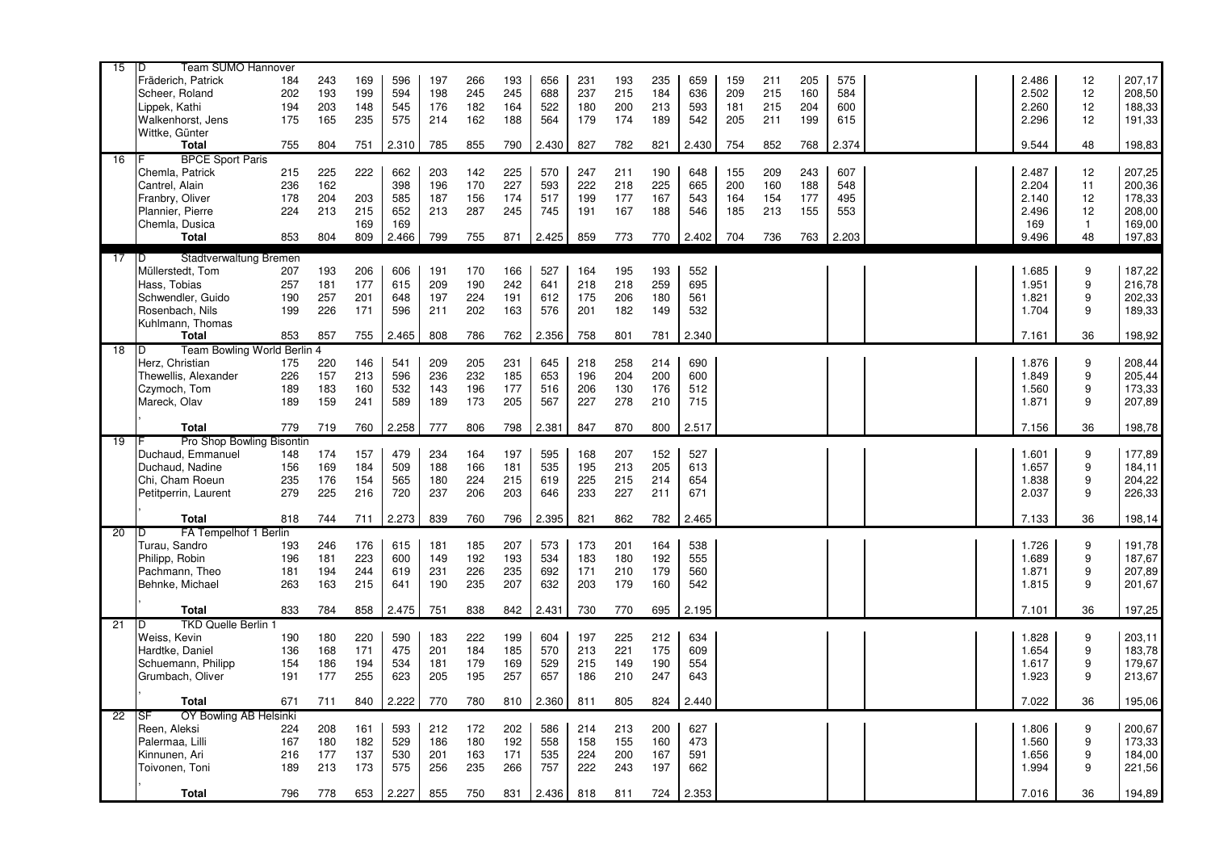| Pl. | Nat. | Team / Name | G1 | G2 | G3 | Serie 1 | G4 | G5 | G6 | Serie 2 | G7 | G8 | G9 | Serie 3 | G10 | G11 | G12 | Serie 4 | | | Gesamt | Spiele | Schnitt |
|---|---|---|---|---|---|---|---|---|---|---|---|---|---|---|---|---|---|---|---|---|---|---|---|
| 15 | D | Team SUMO Hannover | | | | | | | | | | | | | | | | | | | | | |
| | | Fräderich, Patrick | 184 | 243 | 169 | 596 | 197 | 266 | 193 | 656 | 231 | 193 | 235 | 659 | 159 | 211 | 205 | 575 | | | 2.486 | 12 | 207,17 |
| | | Scheer, Roland | 202 | 193 | 199 | 594 | 198 | 245 | 245 | 688 | 237 | 215 | 184 | 636 | 209 | 215 | 160 | 584 | | | 2.502 | 12 | 208,50 |
| | | Lippek, Kathi | 194 | 203 | 148 | 545 | 176 | 182 | 164 | 522 | 180 | 200 | 213 | 593 | 181 | 215 | 204 | 600 | | | 2.260 | 12 | 188,33 |
| | | Walkenhorst, Jens | 175 | 165 | 235 | 575 | 214 | 162 | 188 | 564 | 179 | 174 | 189 | 542 | 205 | 211 | 199 | 615 | | | 2.296 | 12 | 191,33 |
| | | Wittke, Günter | | | | | | | | | | | | | | | | | | | | | |
| | | **Total** | 755 | 804 | 751 | 2.310 | 785 | 855 | 790 | 2.430 | 827 | 782 | 821 | 2.430 | 754 | 852 | 768 | 2.374 | | | 9.544 | 48 | 198,83 |
| 16 | F | BPCE Sport Paris | | | | | | | | | | | | | | | | | | | | | |
| | | Chemla, Patrick | 215 | 225 | 222 | 662 | 203 | 142 | 225 | 570 | 247 | 211 | 190 | 648 | 155 | 209 | 243 | 607 | | | 2.487 | 12 | 207,25 |
| | | Cantrel, Alain | 236 | 162 | | 398 | 196 | 170 | 227 | 593 | 222 | 218 | 225 | 665 | 200 | 160 | 188 | 548 | | | 2.204 | 11 | 200,36 |
| | | Franbry, Oliver | 178 | 204 | 203 | 585 | 187 | 156 | 174 | 517 | 199 | 177 | 167 | 543 | 164 | 154 | 177 | 495 | | | 2.140 | 12 | 178,33 |
| | | Plannier, Pierre | 224 | 213 | 215 | 652 | 213 | 287 | 245 | 745 | 191 | 167 | 188 | 546 | 185 | 213 | 155 | 553 | | | 2.496 | 12 | 208,00 |
| | | Chemla, Dusica | | | 169 | 169 | | | | | | | | | | | | | | | 169 | 1 | 169,00 |
| | | **Total** | 853 | 804 | 809 | 2.466 | 799 | 755 | 871 | 2.425 | 859 | 773 | 770 | 2.402 | 704 | 736 | 763 | 2.203 | | | 9.496 | 48 | 197,83 |
| 17 | D | Stadtverwaltung Bremen | | | | | | | | | | | | | | | | | | | | | |
| | | Müllerstedt, Tom | 207 | 193 | 206 | 606 | 191 | 170 | 166 | 527 | 164 | 195 | 193 | 552 | | | | | | | 1.685 | 9 | 187,22 |
| | | Hass, Tobias | 257 | 181 | 177 | 615 | 209 | 190 | 242 | 641 | 218 | 218 | 259 | 695 | | | | | | | 1.951 | 9 | 216,78 |
| | | Schwendler, Guido | 190 | 257 | 201 | 648 | 197 | 224 | 191 | 612 | 175 | 206 | 180 | 561 | | | | | | | 1.821 | 9 | 202,33 |
| | | Rosenbach, Nils | 199 | 226 | 171 | 596 | 211 | 202 | 163 | 576 | 201 | 182 | 149 | 532 | | | | | | | 1.704 | 9 | 189,33 |
| | | Kuhlmann, Thomas | | | | | | | | | | | | | | | | | | | | | |
| | | **Total** | 853 | 857 | 755 | 2.465 | 808 | 786 | 762 | 2.356 | 758 | 801 | 781 | 2.340 | | | | | | | 7.161 | 36 | 198,92 |
| 18 | D | Team Bowling World Berlin 4 | | | | | | | | | | | | | | | | | | | | | |
| | | Herz, Christian | 175 | 220 | 146 | 541 | 209 | 205 | 231 | 645 | 218 | 258 | 214 | 690 | | | | | | | 1.876 | 9 | 208,44 |
| | | Thewellis, Alexander | 226 | 157 | 213 | 596 | 236 | 232 | 185 | 653 | 196 | 204 | 200 | 600 | | | | | | | 1.849 | 9 | 205,44 |
| | | Czymoch, Tom | 189 | 183 | 160 | 532 | 143 | 196 | 177 | 516 | 206 | 130 | 176 | 512 | | | | | | | 1.560 | 9 | 173,33 |
| | | Mareck, Olav | 189 | 159 | 241 | 589 | 189 | 173 | 205 | 567 | 227 | 278 | 210 | 715 | | | | | | | 1.871 | 9 | 207,89 |
| | | , | | | | | | | | | | | | | | | | | | | | | |
| | | **Total** | 779 | 719 | 760 | 2.258 | 777 | 806 | 798 | 2.381 | 847 | 870 | 800 | 2.517 | | | | | | | 7.156 | 36 | 198,78 |
| 19 | F | Pro Shop Bowling Bisontin | | | | | | | | | | | | | | | | | | | | | |
| | | Duchaud, Emmanuel | 148 | 174 | 157 | 479 | 234 | 164 | 197 | 595 | 168 | 207 | 152 | 527 | | | | | | | 1.601 | 9 | 177,89 |
| | | Duchaud, Nadine | 156 | 169 | 184 | 509 | 188 | 166 | 181 | 535 | 195 | 213 | 205 | 613 | | | | | | | 1.657 | 9 | 184,11 |
| | | Chi, Cham Roeun | 235 | 176 | 154 | 565 | 180 | 224 | 215 | 619 | 225 | 215 | 214 | 654 | | | | | | | 1.838 | 9 | 204,22 |
| | | Petitperrin, Laurent | 279 | 225 | 216 | 720 | 237 | 206 | 203 | 646 | 233 | 227 | 211 | 671 | | | | | | | 2.037 | 9 | 226,33 |
| | | , | | | | | | | | | | | | | | | | | | | | | |
| | | **Total** | 818 | 744 | 711 | 2.273 | 839 | 760 | 796 | 2.395 | 821 | 862 | 782 | 2.465 | | | | | | | 7.133 | 36 | 198,14 |
| 20 | D | FA Tempelhof 1 Berlin | | | | | | | | | | | | | | | | | | | | | |
| | | Turau, Sandro | 193 | 246 | 176 | 615 | 181 | 185 | 207 | 573 | 173 | 201 | 164 | 538 | | | | | | | 1.726 | 9 | 191,78 |
| | | Philipp, Robin | 196 | 181 | 223 | 600 | 149 | 192 | 193 | 534 | 183 | 180 | 192 | 555 | | | | | | | 1.689 | 9 | 187,67 |
| | | Pachmann, Theo | 181 | 194 | 244 | 619 | 231 | 226 | 235 | 692 | 171 | 210 | 179 | 560 | | | | | | | 1.871 | 9 | 207,89 |
| | | Behnke, Michael | 263 | 163 | 215 | 641 | 190 | 235 | 207 | 632 | 203 | 179 | 160 | 542 | | | | | | | 1.815 | 9 | 201,67 |
| | | , | | | | | | | | | | | | | | | | | | | | | |
| | | **Total** | 833 | 784 | 858 | 2.475 | 751 | 838 | 842 | 2.431 | 730 | 770 | 695 | 2.195 | | | | | | | 7.101 | 36 | 197,25 |
| 21 | D | TKD Quelle Berlin 1 | | | | | | | | | | | | | | | | | | | | | |
| | | Weiss, Kevin | 190 | 180 | 220 | 590 | 183 | 222 | 199 | 604 | 197 | 225 | 212 | 634 | | | | | | | 1.828 | 9 | 203,11 |
| | | Hardtke, Daniel | 136 | 168 | 171 | 475 | 201 | 184 | 185 | 570 | 213 | 221 | 175 | 609 | | | | | | | 1.654 | 9 | 183,78 |
| | | Schuemann, Philipp | 154 | 186 | 194 | 534 | 181 | 179 | 169 | 529 | 215 | 149 | 190 | 554 | | | | | | | 1.617 | 9 | 179,67 |
| | | Grumbach, Oliver | 191 | 177 | 255 | 623 | 205 | 195 | 257 | 657 | 186 | 210 | 247 | 643 | | | | | | | 1.923 | 9 | 213,67 |
| | | , | | | | | | | | | | | | | | | | | | | | | |
| | | **Total** | 671 | 711 | 840 | 2.222 | 770 | 780 | 810 | 2.360 | 811 | 805 | 824 | 2.440 | | | | | | | 7.022 | 36 | 195,06 |
| 22 | SF | OY Bowling AB Helsinki | | | | | | | | | | | | | | | | | | | | | |
| | | Reen, Aleksi | 224 | 208 | 161 | 593 | 212 | 172 | 202 | 586 | 214 | 213 | 200 | 627 | | | | | | | 1.806 | 9 | 200,67 |
| | | Palermaa, Lilli | 167 | 180 | 182 | 529 | 186 | 180 | 192 | 558 | 158 | 155 | 160 | 473 | | | | | | | 1.560 | 9 | 173,33 |
| | | Kinnunen, Ari | 216 | 177 | 137 | 530 | 201 | 163 | 171 | 535 | 224 | 200 | 167 | 591 | | | | | | | 1.656 | 9 | 184,00 |
| | | Toivonen, Toni | 189 | 213 | 173 | 575 | 256 | 235 | 266 | 757 | 222 | 243 | 197 | 662 | | | | | | | 1.994 | 9 | 221,56 |
| | | , | | | | | | | | | | | | | | | | | | | | | |
| | | **Total** | 796 | 778 | 653 | 2.227 | 855 | 750 | 831 | 2.436 | 818 | 811 | 724 | 2.353 | | | | | | | 7.016 | 36 | 194,89 |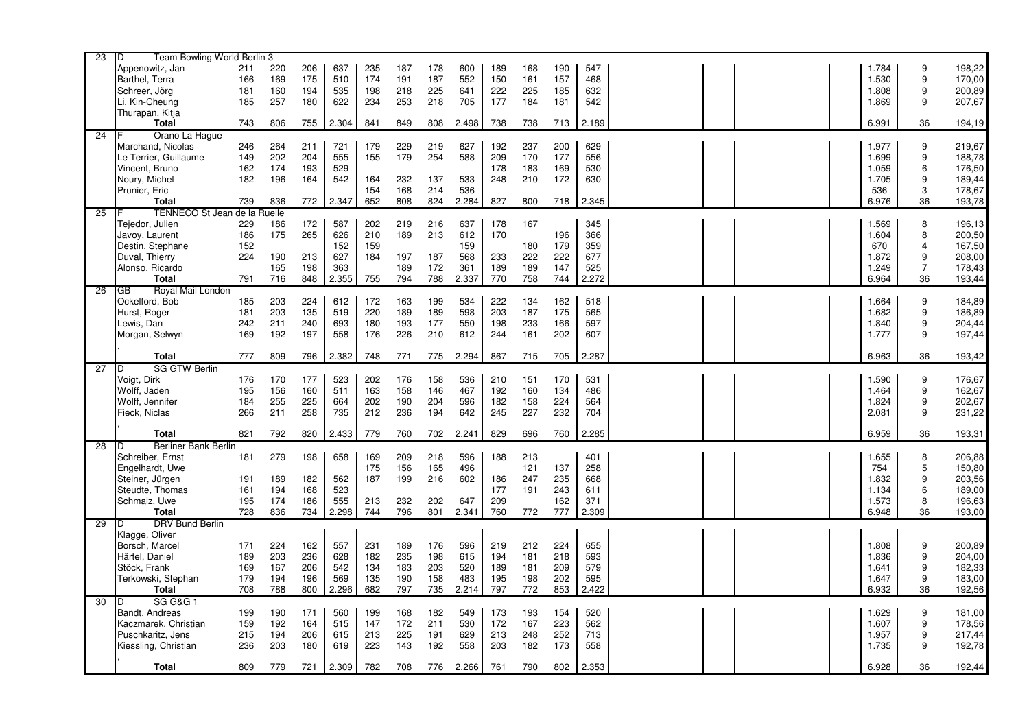| | | | | | | | | | | | | | | | | |
|---|---|---|---|---|---|---|---|---|---|---|---|---|---|---|---|---|
| 23 | D Team Bowling World Berlin 3 | | | | | | | | | | | | | | | |
| | Appenowitz, Jan | 211 | 220 | 206 | 637 | 235 | 187 | 178 | 600 | 189 | 168 | 190 | 547 | 1.784 | 9 | 198,22 |
| | Barthel, Terra | 166 | 169 | 175 | 510 | 174 | 191 | 187 | 552 | 150 | 161 | 157 | 468 | 1.530 | 9 | 170,00 |
| | Schreer, Jörg | 181 | 160 | 194 | 535 | 198 | 218 | 225 | 641 | 222 | 225 | 185 | 632 | 1.808 | 9 | 200,89 |
| | Li, Kin-Cheung | 185 | 257 | 180 | 622 | 234 | 253 | 218 | 705 | 177 | 184 | 181 | 542 | 1.869 | 9 | 207,67 |
| | Thurapan, Kitja | | | | | | | | | | | | | | | |
| | **Total** | 743 | 806 | 755 | 2.304 | 841 | 849 | 808 | 2.498 | 738 | 738 | 713 | 2.189 | 6.991 | 36 | 194,19 |
| 24 | F Orano La Hague | | | | | | | | | | | | | | | |
| | Marchand, Nicolas | 246 | 264 | 211 | 721 | 179 | 229 | 219 | 627 | 192 | 237 | 200 | 629 | 1.977 | 9 | 219,67 |
| | Le Terrier, Guillaume | 149 | 202 | 204 | 555 | 155 | 179 | 254 | 588 | 209 | 170 | 177 | 556 | 1.699 | 9 | 188,78 |
| | Vincent, Bruno | 162 | 174 | 193 | 529 | | | | | 178 | 183 | 169 | 530 | 1.059 | 6 | 176,50 |
| | Noury, Michel | 182 | 196 | 164 | 542 | 164 | 232 | 137 | 533 | 248 | 210 | 172 | 630 | 1.705 | 9 | 189,44 |
| | Prunier, Eric | | | | | 154 | 168 | 214 | 536 | | | | | 536 | 3 | 178,67 |
| | **Total** | 739 | 836 | 772 | 2.347 | 652 | 808 | 824 | 2.284 | 827 | 800 | 718 | 2.345 | 6.976 | 36 | 193,78 |
| 25 | F TENNECO St Jean de la Ruelle | | | | | | | | | | | | | | | |
| | Tejedor, Julien | 229 | 186 | 172 | 587 | 202 | 219 | 216 | 637 | 178 | 167 | | 345 | 1.569 | 8 | 196,13 |
| | Javoy, Laurent | 186 | 175 | 265 | 626 | 210 | 189 | 213 | 612 | 170 | | 196 | 366 | 1.604 | 8 | 200,50 |
| | Destin, Stephane | 152 | | | 152 | 159 | | | 159 | | 180 | 179 | 359 | 670 | 4 | 167,50 |
| | Duval, Thierry | 224 | 190 | 213 | 627 | 184 | 197 | 187 | 568 | 233 | 222 | 222 | 677 | 1.872 | 9 | 208,00 |
| | Alonso, Ricardo | | 165 | 198 | 363 | | 189 | 172 | 361 | 189 | 189 | 147 | 525 | 1.249 | 7 | 178,43 |
| | **Total** | 791 | 716 | 848 | 2.355 | 755 | 794 | 788 | 2.337 | 770 | 758 | 744 | 2.272 | 6.964 | 36 | 193,44 |
| 26 | GB Royal Mail London | | | | | | | | | | | | | | | |
| | Ockelford, Bob | 185 | 203 | 224 | 612 | 172 | 163 | 199 | 534 | 222 | 134 | 162 | 518 | 1.664 | 9 | 184,89 |
| | Hurst, Roger | 181 | 203 | 135 | 519 | 220 | 189 | 189 | 598 | 203 | 187 | 175 | 565 | 1.682 | 9 | 186,89 |
| | Lewis, Dan | 242 | 211 | 240 | 693 | 180 | 193 | 177 | 550 | 198 | 233 | 166 | 597 | 1.840 | 9 | 204,44 |
| | Morgan, Selwyn | 169 | 192 | 197 | 558 | 176 | 226 | 210 | 612 | 244 | 161 | 202 | 607 | 1.777 | 9 | 197,44 |
| | , | | | | | | | | | | | | | | | |
| | **Total** | 777 | 809 | 796 | 2.382 | 748 | 771 | 775 | 2.294 | 867 | 715 | 705 | 2.287 | 6.963 | 36 | 193,42 |
| 27 | D SG GTW Berlin | | | | | | | | | | | | | | | |
| | Voigt, Dirk | 176 | 170 | 177 | 523 | 202 | 176 | 158 | 536 | 210 | 151 | 170 | 531 | 1.590 | 9 | 176,67 |
| | Wolff, Jaden | 195 | 156 | 160 | 511 | 163 | 158 | 146 | 467 | 192 | 160 | 134 | 486 | 1.464 | 9 | 162,67 |
| | Wolff, Jennifer | 184 | 255 | 225 | 664 | 202 | 190 | 204 | 596 | 182 | 158 | 224 | 564 | 1.824 | 9 | 202,67 |
| | Fieck, Niclas | 266 | 211 | 258 | 735 | 212 | 236 | 194 | 642 | 245 | 227 | 232 | 704 | 2.081 | 9 | 231,22 |
| | , | | | | | | | | | | | | | | | |
| | **Total** | 821 | 792 | 820 | 2.433 | 779 | 760 | 702 | 2.241 | 829 | 696 | 760 | 2.285 | 6.959 | 36 | 193,31 |
| 28 | D Berliner Bank Berlin | | | | | | | | | | | | | | | |
| | Schreiber, Ernst | 181 | 279 | 198 | 658 | 169 | 209 | 218 | 596 | 188 | 213 | | 401 | 1.655 | 8 | 206,88 |
| | Engelhardt, Uwe | | | | | 175 | 156 | 165 | 496 | | 121 | 137 | 258 | 754 | 5 | 150,80 |
| | Steiner, Jürgen | 191 | 189 | 182 | 562 | 187 | 199 | 216 | 602 | 186 | 247 | 235 | 668 | 1.832 | 9 | 203,56 |
| | Steudte, Thomas | 161 | 194 | 168 | 523 | | | | | 177 | 191 | 243 | 611 | 1.134 | 6 | 189,00 |
| | Schmalz, Uwe | 195 | 174 | 186 | 555 | 213 | 232 | 202 | 647 | 209 | | 162 | 371 | 1.573 | 8 | 196,63 |
| | **Total** | 728 | 836 | 734 | 2.298 | 744 | 796 | 801 | 2.341 | 760 | 772 | 777 | 2.309 | 6.948 | 36 | 193,00 |
| 29 | D DRV Bund Berlin | | | | | | | | | | | | | | | |
| | Klagge, Oliver | | | | | | | | | | | | | | | |
| | Borsch, Marcel | 171 | 224 | 162 | 557 | 231 | 189 | 176 | 596 | 219 | 212 | 224 | 655 | 1.808 | 9 | 200,89 |
| | Härtel, Daniel | 189 | 203 | 236 | 628 | 182 | 235 | 198 | 615 | 194 | 181 | 218 | 593 | 1.836 | 9 | 204,00 |
| | Stöck, Frank | 169 | 167 | 206 | 542 | 134 | 183 | 203 | 520 | 189 | 181 | 209 | 579 | 1.641 | 9 | 182,33 |
| | Terkowski, Stephan | 179 | 194 | 196 | 569 | 135 | 190 | 158 | 483 | 195 | 198 | 202 | 595 | 1.647 | 9 | 183,00 |
| | **Total** | 708 | 788 | 800 | 2.296 | 682 | 797 | 735 | 2.214 | 797 | 772 | 853 | 2.422 | 6.932 | 36 | 192,56 |
| 30 | D SG G&G 1 | | | | | | | | | | | | | | | |
| | Bandt, Andreas | 199 | 190 | 171 | 560 | 199 | 168 | 182 | 549 | 173 | 193 | 154 | 520 | 1.629 | 9 | 181,00 |
| | Kaczmarek, Christian | 159 | 192 | 164 | 515 | 147 | 172 | 211 | 530 | 172 | 167 | 223 | 562 | 1.607 | 9 | 178,56 |
| | Puschkaritz, Jens | 215 | 194 | 206 | 615 | 213 | 225 | 191 | 629 | 213 | 248 | 252 | 713 | 1.957 | 9 | 217,44 |
| | Kiessling, Christian | 236 | 203 | 180 | 619 | 223 | 143 | 192 | 558 | 203 | 182 | 173 | 558 | 1.735 | 9 | 192,78 |
| | , | | | | | | | | | | | | | | | |
| | **Total** | 809 | 779 | 721 | 2.309 | 782 | 708 | 776 | 2.266 | 761 | 790 | 802 | 2.353 | 6.928 | 36 | 192,44 |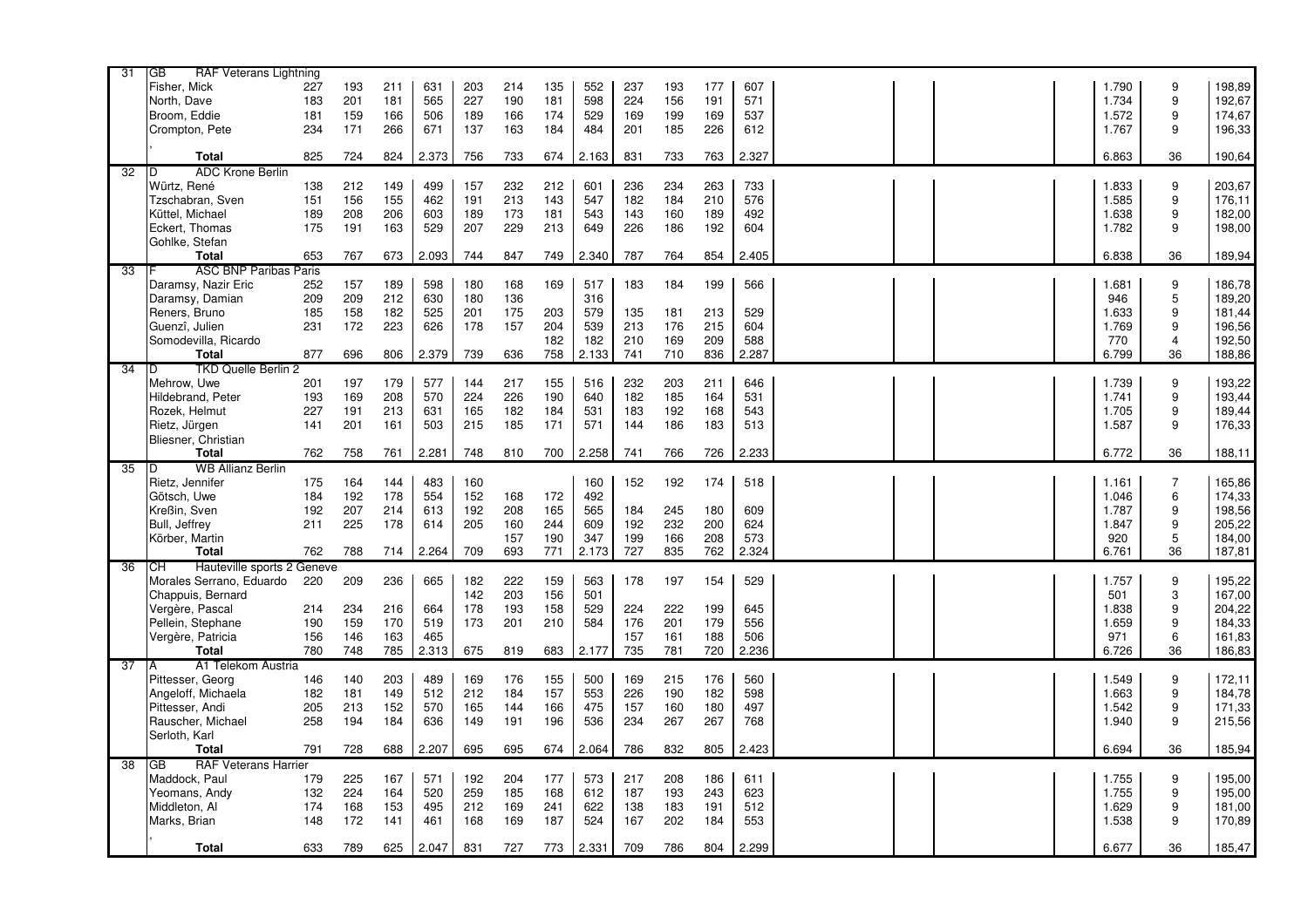| # | Team / Name | 1 | 2 | 3 | Sum | 4 | 5 | 6 | Sum | 7 | 8 | 9 | Sum | Total | Games | Avg |
|---|---|---|---|---|---|---|---|---|---|---|---|---|---|---|---|---|
| 31 | GB RAF Veterans Lightning | | | | | | | | | | | | | | | |
| | Fisher, Mick | 227 | 193 | 211 | 631 | 203 | 214 | 135 | 552 | 237 | 193 | 177 | 607 | 1.790 | 9 | 198,89 |
| | North, Dave | 183 | 201 | 181 | 565 | 227 | 190 | 181 | 598 | 224 | 156 | 191 | 571 | 1.734 | 9 | 192,67 |
| | Broom, Eddie | 181 | 159 | 166 | 506 | 189 | 166 | 174 | 529 | 169 | 199 | 169 | 537 | 1.572 | 9 | 174,67 |
| | Crompton, Pete | 234 | 171 | 266 | 671 | 137 | 163 | 184 | 484 | 201 | 185 | 226 | 612 | 1.767 | 9 | 196,33 |
| | , | | | | | | | | | | | | | | | |
| | **Total** | 825 | 724 | 824 | 2.373 | 756 | 733 | 674 | 2.163 | 831 | 733 | 763 | 2.327 | 6.863 | 36 | 190,64 |
| 32 | D ADC Krone Berlin | | | | | | | | | | | | | | | |
| | Würtz, René | 138 | 212 | 149 | 499 | 157 | 232 | 212 | 601 | 236 | 234 | 263 | 733 | 1.833 | 9 | 203,67 |
| | Tzschabran, Sven | 151 | 156 | 155 | 462 | 191 | 213 | 143 | 547 | 182 | 184 | 210 | 576 | 1.585 | 9 | 176,11 |
| | Küttel, Michael | 189 | 208 | 206 | 603 | 189 | 173 | 181 | 543 | 143 | 160 | 189 | 492 | 1.638 | 9 | 182,00 |
| | Eckert, Thomas | 175 | 191 | 163 | 529 | 207 | 229 | 213 | 649 | 226 | 186 | 192 | 604 | 1.782 | 9 | 198,00 |
| | Gohlke, Stefan | | | | | | | | | | | | | | | |
| | **Total** | 653 | 767 | 673 | 2.093 | 744 | 847 | 749 | 2.340 | 787 | 764 | 854 | 2.405 | 6.838 | 36 | 189,94 |
| 33 | F ASC BNP Paribas Paris | | | | | | | | | | | | | | | |
| | Daramsy, Nazir Eric | 252 | 157 | 189 | 598 | 180 | 168 | 169 | 517 | 183 | 184 | 199 | 566 | 1.681 | 9 | 186,78 |
| | Daramsy, Damian | 209 | 209 | 212 | 630 | 180 | 136 | | 316 | | | | | 946 | 5 | 189,20 |
| | Reners, Bruno | 185 | 158 | 182 | 525 | 201 | 175 | 203 | 579 | 135 | 181 | 213 | 529 | 1.633 | 9 | 181,44 |
| | Guenzî, Julien | 231 | 172 | 223 | 626 | 178 | 157 | 204 | 539 | 213 | 176 | 215 | 604 | 1.769 | 9 | 196,56 |
| | Somodevilla, Ricardo | | | | | | | 182 | 182 | 210 | 169 | 209 | 588 | 770 | 4 | 192,50 |
| | **Total** | 877 | 696 | 806 | 2.379 | 739 | 636 | 758 | 2.133 | 741 | 710 | 836 | 2.287 | 6.799 | 36 | 188,86 |
| 34 | D TKD Quelle Berlin 2 | | | | | | | | | | | | | | | |
| | Mehrow, Uwe | 201 | 197 | 179 | 577 | 144 | 217 | 155 | 516 | 232 | 203 | 211 | 646 | 1.739 | 9 | 193,22 |
| | Hildebrand, Peter | 193 | 169 | 208 | 570 | 224 | 226 | 190 | 640 | 182 | 185 | 164 | 531 | 1.741 | 9 | 193,44 |
| | Rozek, Helmut | 227 | 191 | 213 | 631 | 165 | 182 | 184 | 531 | 183 | 192 | 168 | 543 | 1.705 | 9 | 189,44 |
| | Rietz, Jürgen | 141 | 201 | 161 | 503 | 215 | 185 | 171 | 571 | 144 | 186 | 183 | 513 | 1.587 | 9 | 176,33 |
| | Bliesner, Christian | | | | | | | | | | | | | | | |
| | **Total** | 762 | 758 | 761 | 2.281 | 748 | 810 | 700 | 2.258 | 741 | 766 | 726 | 2.233 | 6.772 | 36 | 188,11 |
| 35 | D WB Allianz Berlin | | | | | | | | | | | | | | | |
| | Rietz, Jennifer | 175 | 164 | 144 | 483 | 160 | | | 160 | 152 | 192 | 174 | 518 | 1.161 | 7 | 165,86 |
| | Götsch, Uwe | 184 | 192 | 178 | 554 | 152 | 168 | 172 | 492 | | | | | 1.046 | 6 | 174,33 |
| | Kreßin, Sven | 192 | 207 | 214 | 613 | 192 | 208 | 165 | 565 | 184 | 245 | 180 | 609 | 1.787 | 9 | 198,56 |
| | Bull, Jeffrey | 211 | 225 | 178 | 614 | 205 | 160 | 244 | 609 | 192 | 232 | 200 | 624 | 1.847 | 9 | 205,22 |
| | Körber, Martin | | | | | | 157 | 190 | 347 | 199 | 166 | 208 | 573 | 920 | 5 | 184,00 |
| | **Total** | 762 | 788 | 714 | 2.264 | 709 | 693 | 771 | 2.173 | 727 | 835 | 762 | 2.324 | 6.761 | 36 | 187,81 |
| 36 | CH Hauteville sports 2 Geneve | | | | | | | | | | | | | | | |
| | Morales Serrano, Eduardo | 220 | 209 | 236 | 665 | 182 | 222 | 159 | 563 | 178 | 197 | 154 | 529 | 1.757 | 9 | 195,22 |
| | Chappuis, Bernard | | | | | 142 | 203 | 156 | 501 | | | | | 501 | 3 | 167,00 |
| | Vergère, Pascal | 214 | 234 | 216 | 664 | 178 | 193 | 158 | 529 | 224 | 222 | 199 | 645 | 1.838 | 9 | 204,22 |
| | Pellein, Stephane | 190 | 159 | 170 | 519 | 173 | 201 | 210 | 584 | 176 | 201 | 179 | 556 | 1.659 | 9 | 184,33 |
| | Vergère, Patricia | 156 | 146 | 163 | 465 | | | | | 157 | 161 | 188 | 506 | 971 | 6 | 161,83 |
| | **Total** | 780 | 748 | 785 | 2.313 | 675 | 819 | 683 | 2.177 | 735 | 781 | 720 | 2.236 | 6.726 | 36 | 186,83 |
| 37 | A A1 Telekom Austria | | | | | | | | | | | | | | | |
| | Pittesser, Georg | 146 | 140 | 203 | 489 | 169 | 176 | 155 | 500 | 169 | 215 | 176 | 560 | 1.549 | 9 | 172,11 |
| | Angeloff, Michaela | 182 | 181 | 149 | 512 | 212 | 184 | 157 | 553 | 226 | 190 | 182 | 598 | 1.663 | 9 | 184,78 |
| | Pittesser, Andi | 205 | 213 | 152 | 570 | 165 | 144 | 166 | 475 | 157 | 160 | 180 | 497 | 1.542 | 9 | 171,33 |
| | Rauscher, Michael | 258 | 194 | 184 | 636 | 149 | 191 | 196 | 536 | 234 | 267 | 267 | 768 | 1.940 | 9 | 215,56 |
| | Serloth, Karl | | | | | | | | | | | | | | | |
| | **Total** | 791 | 728 | 688 | 2.207 | 695 | 695 | 674 | 2.064 | 786 | 832 | 805 | 2.423 | 6.694 | 36 | 185,94 |
| 38 | GB RAF Veterans Harrier | | | | | | | | | | | | | | | |
| | Maddock, Paul | 179 | 225 | 167 | 571 | 192 | 204 | 177 | 573 | 217 | 208 | 186 | 611 | 1.755 | 9 | 195,00 |
| | Yeomans, Andy | 132 | 224 | 164 | 520 | 259 | 185 | 168 | 612 | 187 | 193 | 243 | 623 | 1.755 | 9 | 195,00 |
| | Middleton, Al | 174 | 168 | 153 | 495 | 212 | 169 | 241 | 622 | 138 | 183 | 191 | 512 | 1.629 | 9 | 181,00 |
| | Marks, Brian | 148 | 172 | 141 | 461 | 168 | 169 | 187 | 524 | 167 | 202 | 184 | 553 | 1.538 | 9 | 170,89 |
| | , | | | | | | | | | | | | | | | |
| | **Total** | 633 | 789 | 625 | 2.047 | 831 | 727 | 773 | 2.331 | 709 | 786 | 804 | 2.299 | 6.677 | 36 | 185,47 |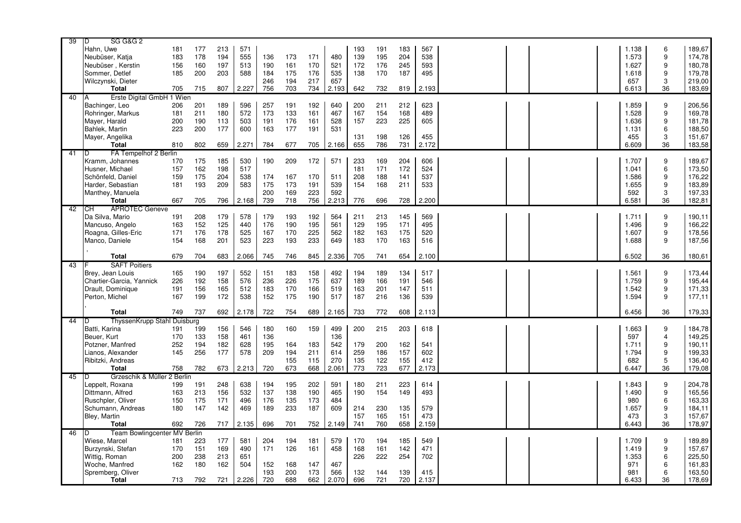| | | | | | | | | | | | | | | | | | |
|---|---|---|---|---|---|---|---|---|---|---|---|---|---|---|---|---|---|
| 39 | D | SG G&G 2 | | | | | | | | | | | | | | | |
| | | Hahn, Uwe | 181 | 177 | 213 | 571 | | | | | 193 | 191 | 183 | 567 | 1.138 | 6 | 189,67 |
| | | Neubüser, Katja | 183 | 178 | 194 | 555 | 136 | 173 | 171 | 480 | 139 | 195 | 204 | 538 | 1.573 | 9 | 174,78 |
| | | Neubüser , Kerstin | 156 | 160 | 197 | 513 | 190 | 161 | 170 | 521 | 172 | 176 | 245 | 593 | 1.627 | 9 | 180,78 |
| | | Sommer, Detlef | 185 | 200 | 203 | 588 | 184 | 175 | 176 | 535 | 138 | 170 | 187 | 495 | 1.618 | 9 | 179,78 |
| | | Wilczynski, Dieter | | | | | 246 | 194 | 217 | 657 | | | | | 657 | 3 | 219,00 |
| | | **Total** | 705 | 715 | 807 | 2.227 | 756 | 703 | 734 | 2.193 | 642 | 732 | 819 | 2.193 | 6.613 | 36 | 183,69 |
| 40 | A | Erste Digital GmbH 1 Wien | | | | | | | | | | | | | | | |
| | | Bachinger, Leo | 206 | 201 | 189 | 596 | 257 | 191 | 192 | 640 | 200 | 211 | 212 | 623 | 1.859 | 9 | 206,56 |
| | | Rohrringer, Markus | 181 | 211 | 180 | 572 | 173 | 133 | 161 | 467 | 167 | 154 | 168 | 489 | 1.528 | 9 | 169,78 |
| | | Mayer, Harald | 200 | 190 | 113 | 503 | 191 | 176 | 161 | 528 | 157 | 223 | 225 | 605 | 1.636 | 9 | 181,78 |
| | | Bahlek, Martin | 223 | 200 | 177 | 600 | 163 | 177 | 191 | 531 | | | | | 1.131 | 6 | 188,50 |
| | | Mayer, Angelika | | | | | | | | | 131 | 198 | 126 | 455 | 455 | 3 | 151,67 |
| | | **Total** | 810 | 802 | 659 | 2.271 | 784 | 677 | 705 | 2.166 | 655 | 786 | 731 | 2.172 | 6.609 | 36 | 183,58 |
| 41 | D | FA Tempelhof 2 Berlin | | | | | | | | | | | | | | | |
| | | Kramm, Johannes | 170 | 175 | 185 | 530 | 190 | 209 | 172 | 571 | 233 | 169 | 204 | 606 | 1.707 | 9 | 189,67 |
| | | Husner, Michael | 157 | 162 | 198 | 517 | | | | | 181 | 171 | 172 | 524 | 1.041 | 6 | 173,50 |
| | | Schönfeld, Daniel | 159 | 175 | 204 | 538 | 174 | 167 | 170 | 511 | 208 | 188 | 141 | 537 | 1.586 | 9 | 176,22 |
| | | Harder, Sebastian | 181 | 193 | 209 | 583 | 175 | 173 | 191 | 539 | 154 | 168 | 211 | 533 | 1.655 | 9 | 183,89 |
| | | Manthey, Manuela | | | | | 200 | 169 | 223 | 592 | | | | | 592 | 3 | 197,33 |
| | | **Total** | 667 | 705 | 796 | 2.168 | 739 | 718 | 756 | 2.213 | 776 | 696 | 728 | 2.200 | 6.581 | 36 | 182,81 |
| 42 | CH | APROTEC Geneve | | | | | | | | | | | | | | | |
| | | Da Silva, Mario | 191 | 208 | 179 | 578 | 179 | 193 | 192 | 564 | 211 | 213 | 145 | 569 | 1.711 | 9 | 190,11 |
| | | Mancuso, Angelo | 163 | 152 | 125 | 440 | 176 | 190 | 195 | 561 | 129 | 195 | 171 | 495 | 1.496 | 9 | 166,22 |
| | | Roagna, Gilles-Eric | 171 | 176 | 178 | 525 | 167 | 170 | 225 | 562 | 182 | 163 | 175 | 520 | 1.607 | 9 | 178,56 |
| | | Manco, Daniele | 154 | 168 | 201 | 523 | 223 | 193 | 233 | 649 | 183 | 170 | 163 | 516 | 1.688 | 9 | 187,56 |
| | | , | | | | | | | | | | | | | | | |
| | | **Total** | 679 | 704 | 683 | 2.066 | 745 | 746 | 845 | 2.336 | 705 | 741 | 654 | 2.100 | 6.502 | 36 | 180,61 |
| 43 | F | SAFT Poitiers | | | | | | | | | | | | | | | |
| | | Brey, Jean Louis | 165 | 190 | 197 | 552 | 151 | 183 | 158 | 492 | 194 | 189 | 134 | 517 | 1.561 | 9 | 173,44 |
| | | Chartier-Garcia, Yannick | 226 | 192 | 158 | 576 | 236 | 226 | 175 | 637 | 189 | 166 | 191 | 546 | 1.759 | 9 | 195,44 |
| | | Drault, Dominique | 191 | 156 | 165 | 512 | 183 | 170 | 166 | 519 | 163 | 201 | 147 | 511 | 1.542 | 9 | 171,33 |
| | | Perton, Michel | 167 | 199 | 172 | 538 | 152 | 175 | 190 | 517 | 187 | 216 | 136 | 539 | 1.594 | 9 | 177,11 |
| | | , | | | | | | | | | | | | | | | |
| | | **Total** | 749 | 737 | 692 | 2.178 | 722 | 754 | 689 | 2.165 | 733 | 772 | 608 | 2.113 | 6.456 | 36 | 179,33 |
| 44 | D | ThyssenKrupp Stahl Duisburg | | | | | | | | | | | | | | | |
| | | Batti, Karina | 191 | 199 | 156 | 546 | 180 | 160 | 159 | 499 | 200 | 215 | 203 | 618 | 1.663 | 9 | 184,78 |
| | | Beuer, Kurt | 170 | 133 | 158 | 461 | 136 | | | 136 | | | | | 597 | 4 | 149,25 |
| | | Potzner, Manfred | 252 | 194 | 182 | 628 | 195 | 164 | 183 | 542 | 179 | 200 | 162 | 541 | 1.711 | 9 | 190,11 |
| | | Lianos, Alexander | 145 | 256 | 177 | 578 | 209 | 194 | 211 | 614 | 259 | 186 | 157 | 602 | 1.794 | 9 | 199,33 |
| | | Ribitzki, Andreas | | | | | | 155 | 115 | 270 | 135 | 122 | 155 | 412 | 682 | 5 | 136,40 |
| | | **Total** | 758 | 782 | 673 | 2.213 | 720 | 673 | 668 | 2.061 | 773 | 723 | 677 | 2.173 | 6.447 | 36 | 179,08 |
| 45 | D | Grzeschik & Müller 2 Berlin | | | | | | | | | | | | | | | |
| | | Leppelt, Roxana | 199 | 191 | 248 | 638 | 194 | 195 | 202 | 591 | 180 | 211 | 223 | 614 | 1.843 | 9 | 204,78 |
| | | Dittmann, Alfred | 163 | 213 | 156 | 532 | 137 | 138 | 190 | 465 | 190 | 154 | 149 | 493 | 1.490 | 9 | 165,56 |
| | | Ruschpler, Oliver | 150 | 175 | 171 | 496 | 176 | 135 | 173 | 484 | | | | | 980 | 6 | 163,33 |
| | | Schumann, Andreas | 180 | 147 | 142 | 469 | 189 | 233 | 187 | 609 | 214 | 230 | 135 | 579 | 1.657 | 9 | 184,11 |
| | | Bley, Martin | | | | | | | | | 157 | 165 | 151 | 473 | 473 | 3 | 157,67 |
| | | **Total** | 692 | 726 | 717 | 2.135 | 696 | 701 | 752 | 2.149 | 741 | 760 | 658 | 2.159 | 6.443 | 36 | 178,97 |
| 46 | D | Team Bowlingcenter MV Berlin | | | | | | | | | | | | | | | |
| | | Wiese, Marcel | 181 | 223 | 177 | 581 | 204 | 194 | 181 | 579 | 170 | 194 | 185 | 549 | 1.709 | 9 | 189,89 |
| | | Burzynski, Stefan | 170 | 151 | 169 | 490 | 171 | 126 | 161 | 458 | 168 | 161 | 142 | 471 | 1.419 | 9 | 157,67 |
| | | Wittig, Roman | 200 | 238 | 213 | 651 | | | | | 226 | 222 | 254 | 702 | 1.353 | 6 | 225,50 |
| | | Woche, Manfred | 162 | 180 | 162 | 504 | 152 | 168 | 147 | 467 | | | | | 971 | 6 | 161,83 |
| | | Spremberg, Oliver | | | | | 193 | 200 | 173 | 566 | 132 | 144 | 139 | 415 | 981 | 6 | 163,50 |
| | | **Total** | 713 | 792 | 721 | 2.226 | 720 | 688 | 662 | 2.070 | 696 | 721 | 720 | 2.137 | 6.433 | 36 | 178,69 |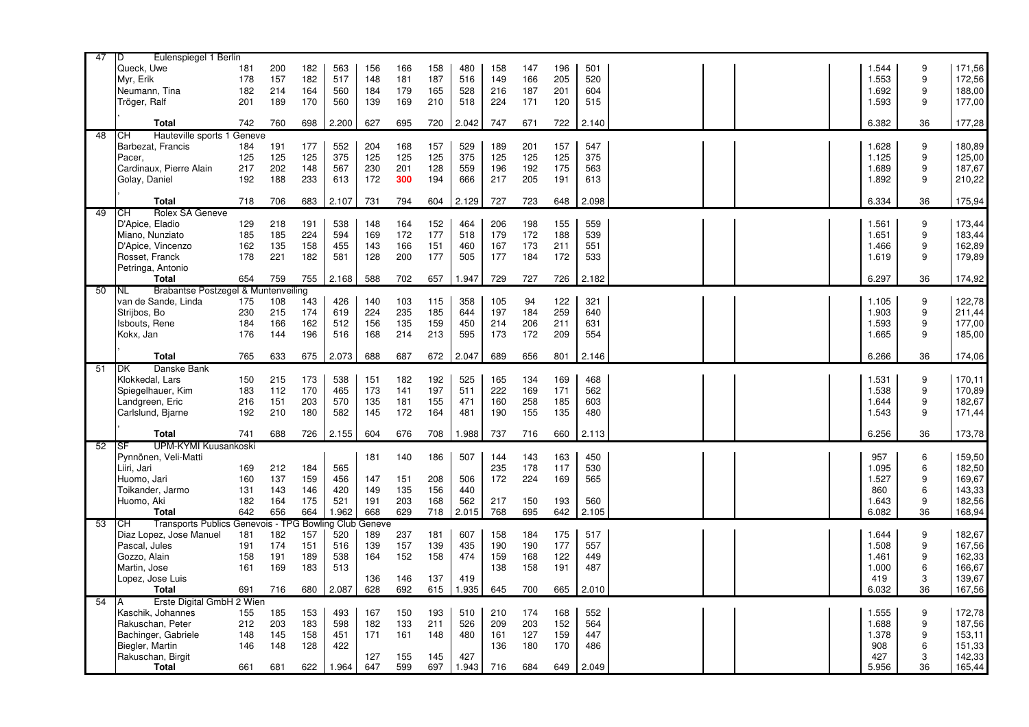| Rank | Country | Team / Player | G1 | G2 | G3 | Series 1 | G4 | G5 | G6 | Series 2 | G7 | G8 | G9 | Series 3 | Total | Games | Average |
|---|---|---|---|---|---|---|---|---|---|---|---|---|---|---|---|---|---|
| 47 | D | Eulenspiegel 1 Berlin | | | | | | | | | | | | | | | |
| | | Queck, Uwe | 181 | 200 | 182 | 563 | 156 | 166 | 158 | 480 | 158 | 147 | 196 | 501 | 1.544 | 9 | 171,56 |
| | | Myr, Erik | 178 | 157 | 182 | 517 | 148 | 181 | 187 | 516 | 149 | 166 | 205 | 520 | 1.553 | 9 | 172,56 |
| | | Neumann, Tina | 182 | 214 | 164 | 560 | 184 | 179 | 165 | 528 | 216 | 187 | 201 | 604 | 1.692 | 9 | 188,00 |
| | | Tröger, Ralf | 201 | 189 | 170 | 560 | 139 | 169 | 210 | 518 | 224 | 171 | 120 | 515 | 1.593 | 9 | 177,00 |
| | | , | | | | | | | | | | | | | | | |
| | | **Total** | 742 | 760 | 698 | 2.200 | 627 | 695 | 720 | 2.042 | 747 | 671 | 722 | 2.140 | 6.382 | 36 | 177,28 |
| 48 | CH | Hauteville sports 1 Geneve | | | | | | | | | | | | | | | |
| | | Barbezat, Francis | 184 | 191 | 177 | 552 | 204 | 168 | 157 | 529 | 189 | 201 | 157 | 547 | 1.628 | 9 | 180,89 |
| | | Pacer, | 125 | 125 | 125 | 375 | 125 | 125 | 125 | 375 | 125 | 125 | 125 | 375 | 1.125 | 9 | 125,00 |
| | | Cardinaux, Pierre Alain | 217 | 202 | 148 | 567 | 230 | 201 | 128 | 559 | 196 | 192 | 175 | 563 | 1.689 | 9 | 187,67 |
| | | Golay, Daniel | 192 | 188 | 233 | 613 | 172 | 300 | 194 | 666 | 217 | 205 | 191 | 613 | 1.892 | 9 | 210,22 |
| | | , | | | | | | | | | | | | | | | |
| | | **Total** | 718 | 706 | 683 | 2.107 | 731 | 794 | 604 | 2.129 | 727 | 723 | 648 | 2.098 | 6.334 | 36 | 175,94 |
| 49 | CH | Rolex SA Geneve | | | | | | | | | | | | | | | |
| | | D'Apice, Eladio | 129 | 218 | 191 | 538 | 148 | 164 | 152 | 464 | 206 | 198 | 155 | 559 | 1.561 | 9 | 173,44 |
| | | Miano, Nunziato | 185 | 185 | 224 | 594 | 169 | 172 | 177 | 518 | 179 | 172 | 188 | 539 | 1.651 | 9 | 183,44 |
| | | D'Apice, Vincenzo | 162 | 135 | 158 | 455 | 143 | 166 | 151 | 460 | 167 | 173 | 211 | 551 | 1.466 | 9 | 162,89 |
| | | Rosset, Franck | 178 | 221 | 182 | 581 | 128 | 200 | 177 | 505 | 177 | 184 | 172 | 533 | 1.619 | 9 | 179,89 |
| | | Petringa, Antonio | | | | | | | | | | | | | | | |
| | | **Total** | 654 | 759 | 755 | 2.168 | 588 | 702 | 657 | 1.947 | 729 | 727 | 726 | 2.182 | 6.297 | 36 | 174,92 |
| 50 | NL | Brabantse Postzegel & Muntenveiling | | | | | | | | | | | | | | | |
| | | van de Sande, Linda | 175 | 108 | 143 | 426 | 140 | 103 | 115 | 358 | 105 | 94 | 122 | 321 | 1.105 | 9 | 122,78 |
| | | Strijbos, Bo | 230 | 215 | 174 | 619 | 224 | 235 | 185 | 644 | 197 | 184 | 259 | 640 | 1.903 | 9 | 211,44 |
| | | Isbouts, Rene | 184 | 166 | 162 | 512 | 156 | 135 | 159 | 450 | 214 | 206 | 211 | 631 | 1.593 | 9 | 177,00 |
| | | Kokx, Jan | 176 | 144 | 196 | 516 | 168 | 214 | 213 | 595 | 173 | 172 | 209 | 554 | 1.665 | 9 | 185,00 |
| | | , | | | | | | | | | | | | | | | |
| | | **Total** | 765 | 633 | 675 | 2.073 | 688 | 687 | 672 | 2.047 | 689 | 656 | 801 | 2.146 | 6.266 | 36 | 174,06 |
| 51 | DK | Danske Bank | | | | | | | | | | | | | | | |
| | | Klokkedal, Lars | 150 | 215 | 173 | 538 | 151 | 182 | 192 | 525 | 165 | 134 | 169 | 468 | 1.531 | 9 | 170,11 |
| | | Spiegelhauer, Kim | 183 | 112 | 170 | 465 | 173 | 141 | 197 | 511 | 222 | 169 | 171 | 562 | 1.538 | 9 | 170,89 |
| | | Landgreen, Eric | 216 | 151 | 203 | 570 | 135 | 181 | 155 | 471 | 160 | 258 | 185 | 603 | 1.644 | 9 | 182,67 |
| | | Carlslund, Bjarne | 192 | 210 | 180 | 582 | 145 | 172 | 164 | 481 | 190 | 155 | 135 | 480 | 1.543 | 9 | 171,44 |
| | | , | | | | | | | | | | | | | | | |
| | | **Total** | 741 | 688 | 726 | 2.155 | 604 | 676 | 708 | 1.988 | 737 | 716 | 660 | 2.113 | 6.256 | 36 | 173,78 |
| 52 | SF | UPM-KYMI Kuusankoski | | | | | | | | | | | | | | | |
| | | Pynnönen, Veli-Matti | | | | | 181 | 140 | 186 | 507 | 144 | 143 | 163 | 450 | 957 | 6 | 159,50 |
| | | Liiri, Jari | 169 | 212 | 184 | 565 | | | | | 235 | 178 | 117 | 530 | 1.095 | 6 | 182,50 |
| | | Huomo, Jari | 160 | 137 | 159 | 456 | 147 | 151 | 208 | 506 | 172 | 224 | 169 | 565 | 1.527 | 9 | 169,67 |
| | | Toikander, Jarmo | 131 | 143 | 146 | 420 | 149 | 135 | 156 | 440 | | | | | 860 | 6 | 143,33 |
| | | Huomo, Aki | 182 | 164 | 175 | 521 | 191 | 203 | 168 | 562 | 217 | 150 | 193 | 560 | 1.643 | 9 | 182,56 |
| | | **Total** | 642 | 656 | 664 | 1.962 | 668 | 629 | 718 | 2.015 | 768 | 695 | 642 | 2.105 | 6.082 | 36 | 168,94 |
| 53 | CH | Transports Publics Genevois - TPG Bowling Club Geneve | | | | | | | | | | | | | | | |
| | | Diaz Lopez, Jose Manuel | 181 | 182 | 157 | 520 | 189 | 237 | 181 | 607 | 158 | 184 | 175 | 517 | 1.644 | 9 | 182,67 |
| | | Pascal, Jules | 191 | 174 | 151 | 516 | 139 | 157 | 139 | 435 | 190 | 190 | 177 | 557 | 1.508 | 9 | 167,56 |
| | | Gozzo, Alain | 158 | 191 | 189 | 538 | 164 | 152 | 158 | 474 | 159 | 168 | 122 | 449 | 1.461 | 9 | 162,33 |
| | | Martin, Jose | 161 | 169 | 183 | 513 | | | | | 138 | 158 | 191 | 487 | 1.000 | 6 | 166,67 |
| | | Lopez, Jose Luis | | | | | 136 | 146 | 137 | 419 | | | | | 419 | 3 | 139,67 |
| | | **Total** | 691 | 716 | 680 | 2.087 | 628 | 692 | 615 | 1.935 | 645 | 700 | 665 | 2.010 | 6.032 | 36 | 167,56 |
| 54 | A | Erste Digital GmbH 2 Wien | | | | | | | | | | | | | | | |
| | | Kaschik, Johannes | 155 | 185 | 153 | 493 | 167 | 150 | 193 | 510 | 210 | 174 | 168 | 552 | 1.555 | 9 | 172,78 |
| | | Rakuschan, Peter | 212 | 203 | 183 | 598 | 182 | 133 | 211 | 526 | 209 | 203 | 152 | 564 | 1.688 | 9 | 187,56 |
| | | Bachinger, Gabriele | 148 | 145 | 158 | 451 | 171 | 161 | 148 | 480 | 161 | 127 | 159 | 447 | 1.378 | 9 | 153,11 |
| | | Biegler, Martin | 146 | 148 | 128 | 422 | | | | | 136 | 180 | 170 | 486 | 908 | 6 | 151,33 |
| | | Rakuschan, Birgit | | | | | 127 | 155 | 145 | 427 | | | | | 427 | 3 | 142,33 |
| | | **Total** | 661 | 681 | 622 | 1.964 | 647 | 599 | 697 | 1.943 | 716 | 684 | 649 | 2.049 | 5.956 | 36 | 165,44 |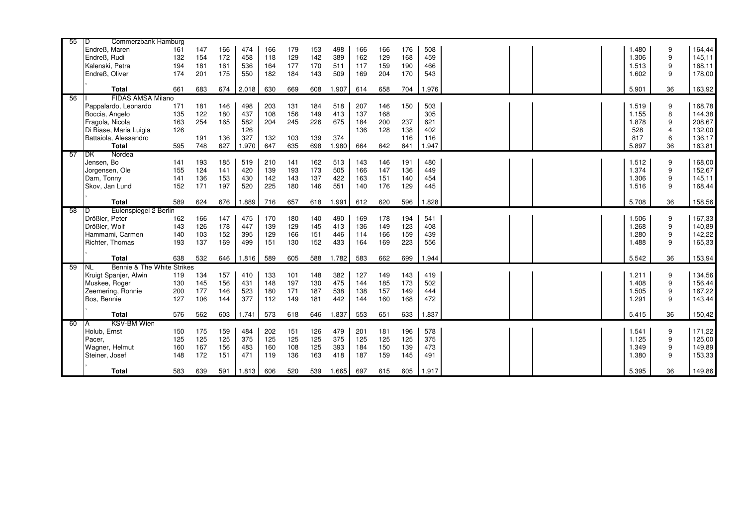| | | | | | | | | | | | | | | | | |
|---|---|---|---|---|---|---|---|---|---|---|---|---|---|---|---|---|
| 55 | D Commerzbank Hamburg | | | | | | | | | | | | | | | |
| | Endreß, Maren | 161 | 147 | 166 | 474 | 166 | 179 | 153 | 498 | 166 | 166 | 176 | 508 | 1.480 | 9 | 164,44 |
| | Endreß, Rudi | 132 | 154 | 172 | 458 | 118 | 129 | 142 | 389 | 162 | 129 | 168 | 459 | 1.306 | 9 | 145,11 |
| | Kalenski, Petra | 194 | 181 | 161 | 536 | 164 | 177 | 170 | 511 | 117 | 159 | 190 | 466 | 1.513 | 9 | 168,11 |
| | Endreß, Oliver | 174 | 201 | 175 | 550 | 182 | 184 | 143 | 509 | 169 | 204 | 170 | 543 | 1.602 | 9 | 178,00 |
| | , | | | | | | | | | | | | | | | |
| | **Total** | 661 | 683 | 674 | 2.018 | 630 | 669 | 608 | 1.907 | 614 | 658 | 704 | 1.976 | 5.901 | 36 | 163,92 |
| 56 | I FIDAS AMSA Milano | | | | | | | | | | | | | | | |
| | Pappalardo, Leonardo | 171 | 181 | 146 | 498 | 203 | 131 | 184 | 518 | 207 | 146 | 150 | 503 | 1.519 | 9 | 168,78 |
| | Boccia, Angelo | 135 | 122 | 180 | 437 | 108 | 156 | 149 | 413 | 137 | 168 | | 305 | 1.155 | 8 | 144,38 |
| | Fragola, Nicola | 163 | 254 | 165 | 582 | 204 | 245 | 226 | 675 | 184 | 200 | 237 | 621 | 1.878 | 9 | 208,67 |
| | Di Biase, Maria Luigia | 126 | | | 126 | | | | | 136 | 128 | 138 | 402 | 528 | 4 | 132,00 |
| | Battaiola, Alessandro | | 191 | 136 | 327 | 132 | 103 | 139 | 374 | | | 116 | 116 | 817 | 6 | 136,17 |
| | **Total** | 595 | 748 | 627 | 1.970 | 647 | 635 | 698 | 1.980 | 664 | 642 | 641 | 1.947 | 5.897 | 36 | 163,81 |
| 57 | DK Nordea | | | | | | | | | | | | | | | |
| | Jensen, Bo | 141 | 193 | 185 | 519 | 210 | 141 | 162 | 513 | 143 | 146 | 191 | 480 | 1.512 | 9 | 168,00 |
| | Jorgensen, Ole | 155 | 124 | 141 | 420 | 139 | 193 | 173 | 505 | 166 | 147 | 136 | 449 | 1.374 | 9 | 152,67 |
| | Dam, Tonny | 141 | 136 | 153 | 430 | 142 | 143 | 137 | 422 | 163 | 151 | 140 | 454 | 1.306 | 9 | 145,11 |
| | Skov, Jan Lund | 152 | 171 | 197 | 520 | 225 | 180 | 146 | 551 | 140 | 176 | 129 | 445 | 1.516 | 9 | 168,44 |
| | , | | | | | | | | | | | | | | | |
| | **Total** | 589 | 624 | 676 | 1.889 | 716 | 657 | 618 | 1.991 | 612 | 620 | 596 | 1.828 | 5.708 | 36 | 158,56 |
| 58 | D Eulenspiegel 2 Berlin | | | | | | | | | | | | | | | |
| | Drößler, Peter | 162 | 166 | 147 | 475 | 170 | 180 | 140 | 490 | 169 | 178 | 194 | 541 | 1.506 | 9 | 167,33 |
| | Drößler, Wolf | 143 | 126 | 178 | 447 | 139 | 129 | 145 | 413 | 136 | 149 | 123 | 408 | 1.268 | 9 | 140,89 |
| | Hammami, Carmen | 140 | 103 | 152 | 395 | 129 | 166 | 151 | 446 | 114 | 166 | 159 | 439 | 1.280 | 9 | 142,22 |
| | Richter, Thomas | 193 | 137 | 169 | 499 | 151 | 130 | 152 | 433 | 164 | 169 | 223 | 556 | 1.488 | 9 | 165,33 |
| | , | | | | | | | | | | | | | | | |
| | **Total** | 638 | 532 | 646 | 1.816 | 589 | 605 | 588 | 1.782 | 583 | 662 | 699 | 1.944 | 5.542 | 36 | 153,94 |
| 59 | NL Bennie & The White Strikes | | | | | | | | | | | | | | | |
| | Kruigt Spanjer, Alwin | 119 | 134 | 157 | 410 | 133 | 101 | 148 | 382 | 127 | 149 | 143 | 419 | 1.211 | 9 | 134,56 |
| | Muskee, Roger | 130 | 145 | 156 | 431 | 148 | 197 | 130 | 475 | 144 | 185 | 173 | 502 | 1.408 | 9 | 156,44 |
| | Zeemering, Ronnie | 200 | 177 | 146 | 523 | 180 | 171 | 187 | 538 | 138 | 157 | 149 | 444 | 1.505 | 9 | 167,22 |
| | Bos, Bennie | 127 | 106 | 144 | 377 | 112 | 149 | 181 | 442 | 144 | 160 | 168 | 472 | 1.291 | 9 | 143,44 |
| | , | | | | | | | | | | | | | | | |
| | **Total** | 576 | 562 | 603 | 1.741 | 573 | 618 | 646 | 1.837 | 553 | 651 | 633 | 1.837 | 5.415 | 36 | 150,42 |
| 60 | A KSV-BM Wien | | | | | | | | | | | | | | | |
| | Holub, Ernst | 150 | 175 | 159 | 484 | 202 | 151 | 126 | 479 | 201 | 181 | 196 | 578 | 1.541 | 9 | 171,22 |
| | Pacer, | 125 | 125 | 125 | 375 | 125 | 125 | 125 | 375 | 125 | 125 | 125 | 375 | 1.125 | 9 | 125,00 |
| | Wagner, Helmut | 160 | 167 | 156 | 483 | 160 | 108 | 125 | 393 | 184 | 150 | 139 | 473 | 1.349 | 9 | 149,89 |
| | Steiner, Josef | 148 | 172 | 151 | 471 | 119 | 136 | 163 | 418 | 187 | 159 | 145 | 491 | 1.380 | 9 | 153,33 |
| | , | | | | | | | | | | | | | | | |
| | **Total** | 583 | 639 | 591 | 1.813 | 606 | 520 | 539 | 1.665 | 697 | 615 | 605 | 1.917 | 5.395 | 36 | 149,86 |